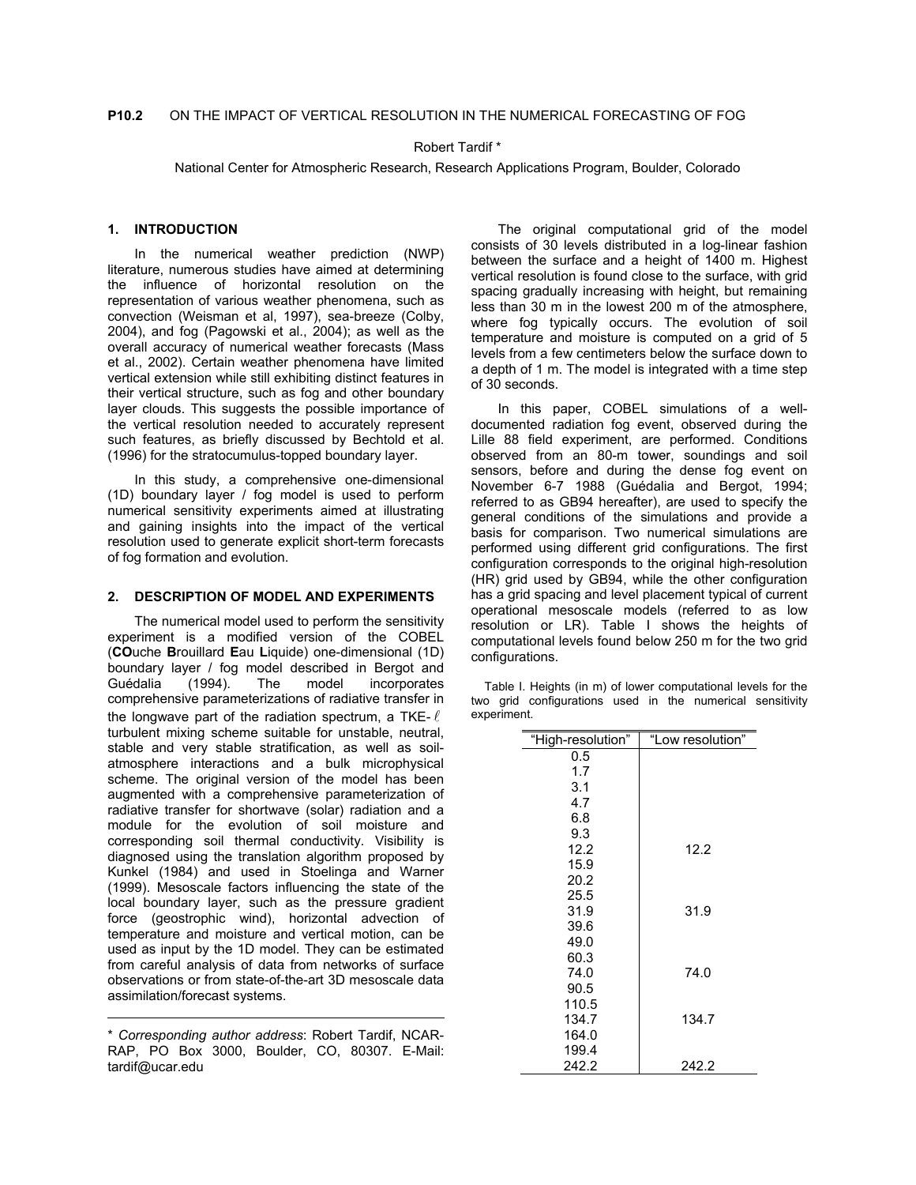**P10.2** ON THE IMPACT OF VERTICAL RESOLUTION IN THE NUMERICAL FORECASTING OF FOG

Robert Tardif *

National Center for Atmospheric Research, Research Applications Program, Boulder, Colorado

## 1. INTRODUCTION

In the numerical weather prediction (NWP) literature, numerous studies have aimed at determining the influence of horizontal resolution on the representation of various weather phenomena, such as convection (Weisman et al, 1997), sea-breeze (Colby, 2004), and fog (Pagowski et al., 2004); as well as the overall accuracy of numerical weather forecasts (Mass et al., 2002). Certain weather phenomena have limited vertical extension while still exhibiting distinct features in their vertical structure, such as fog and other boundary layer clouds. This suggests the possible importance of the vertical resolution needed to accurately represent such features, as briefly discussed by Bechtold et al. (1996) for the stratocumulus-topped boundary layer.

In this study, a comprehensive one-dimensional (1D) boundary layer / fog model is used to perform numerical sensitivity experiments aimed at illustrating and gaining insights into the impact of the vertical resolution used to generate explicit short-term forecasts of fog formation and evolution.

## 2. DESCRIPTION OF MODEL AND EXPERIMENTS

The numerical model used to perform the sensitivity experiment is a modified version of the COBEL (**CO**uche **B**rouillard **E**au **L**iquide) one-dimensional (1D) boundary layer / fog model described in Bergot and Guédalia (1994). The model incorporates comprehensive parameterizations of radiative transfer in the longwave part of the radiation spectrum, a TKE-$\ell$ turbulent mixing scheme suitable for unstable, neutral, stable and very stable stratification, as well as soil-atmosphere interactions and a bulk microphysical scheme. The original version of the model has been augmented with a comprehensive parameterization of radiative transfer for shortwave (solar) radiation and a module for the evolution of soil moisture and corresponding soil thermal conductivity. Visibility is diagnosed using the translation algorithm proposed by Kunkel (1984) and used in Stoelinga and Warner (1999). Mesoscale factors influencing the state of the local boundary layer, such as the pressure gradient force (geostrophic wind), horizontal advection of temperature and moisture and vertical motion, can be used as input by the 1D model. They can be estimated from careful analysis of data from networks of surface observations or from state-of-the-art 3D mesoscale data assimilation/forecast systems.

The original computational grid of the model consists of 30 levels distributed in a log-linear fashion between the surface and a height of 1400 m. Highest vertical resolution is found close to the surface, with grid spacing gradually increasing with height, but remaining less than 30 m in the lowest 200 m of the atmosphere, where fog typically occurs. The evolution of soil temperature and moisture is computed on a grid of 5 levels from a few centimeters below the surface down to a depth of 1 m. The model is integrated with a time step of 30 seconds.

In this paper, COBEL simulations of a well-documented radiation fog event, observed during the Lille 88 field experiment, are performed. Conditions observed from an 80-m tower, soundings and soil sensors, before and during the dense fog event on November 6-7 1988 (Guédalia and Bergot, 1994; referred to as GB94 hereafter), are used to specify the general conditions of the simulations and provide a basis for comparison. Two numerical simulations are performed using different grid configurations. The first configuration corresponds to the original high-resolution (HR) grid used by GB94, while the other configuration has a grid spacing and level placement typical of current operational mesoscale models (referred to as low resolution or LR). Table I shows the heights of computational levels found below 250 m for the two grid configurations.

Table I. Heights (in m) of lower computational levels for the two grid configurations used in the numerical sensitivity experiment.

| "High-resolution" | "Low resolution" |
|---|---|
| 0.5 | |
| 1.7 | |
| 3.1 | |
| 4.7 | |
| 6.8 | |
| 9.3 | |
| 12.2 | 12.2 |
| 15.9 | |
| 20.2 | |
| 25.5 | |
| 31.9 | 31.9 |
| 39.6 | |
| 49.0 | |
| 60.3 | |
| 74.0 | 74.0 |
| 90.5 | |
| 110.5 | |
| 134.7 | 134.7 |
| 164.0 | |
| 199.4 | |
| 242.2 | 242.2 |

---

* *Corresponding author address*: Robert Tardif, NCAR-RAP, PO Box 3000, Boulder, CO, 80307. E-Mail: tardif@ucar.edu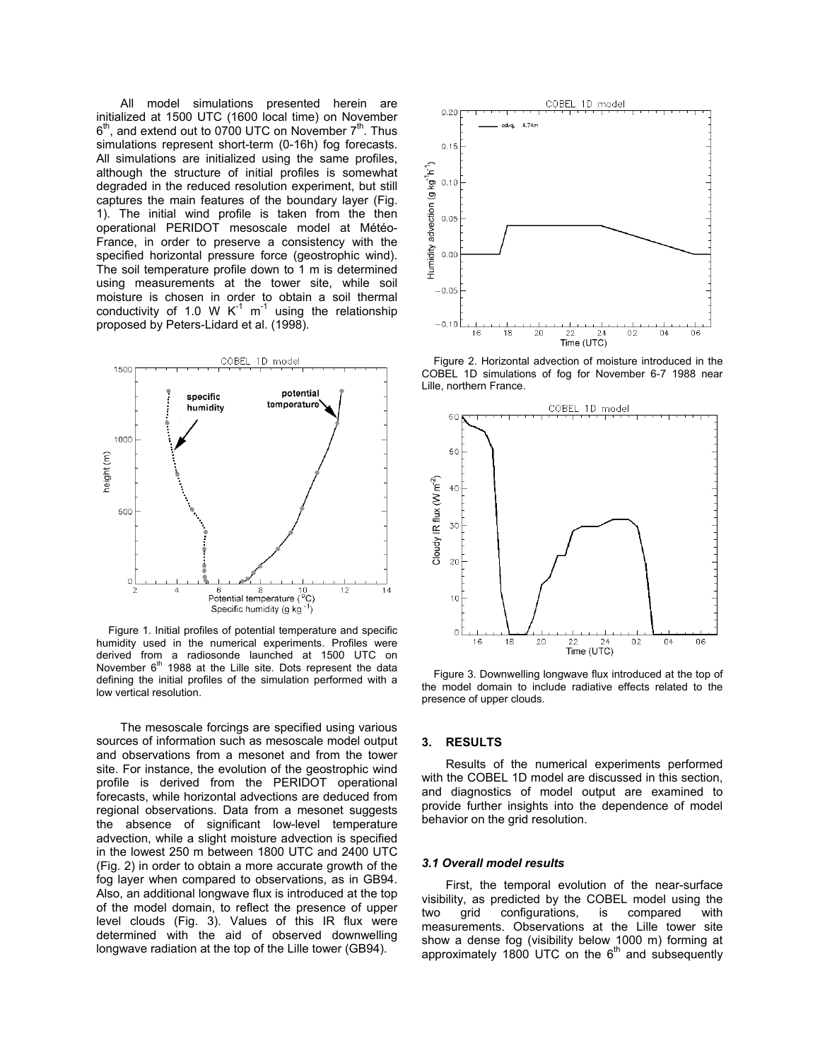All model simulations presented herein are initialized at 1500 UTC (1600 local time) on November 6th, and extend out to 0700 UTC on November 7th. Thus simulations represent short-term (0-16h) fog forecasts. All simulations are initialized using the same profiles, although the structure of initial profiles is somewhat degraded in the reduced resolution experiment, but still captures the main features of the boundary layer (Fig. 1). The initial wind profile is taken from the then operational PERIDOT mesoscale model at Météo-France, in order to preserve a consistency with the specified horizontal pressure force (geostrophic wind). The soil temperature profile down to 1 m is determined using measurements at the tower site, while soil moisture is chosen in order to obtain a soil thermal conductivity of 1.0 W $K^{-1}$ $m^{-1}$ using the relationship proposed by Peters-Lidard et al. (1998).

Figure 1. Initial profiles of potential temperature and specific humidity used in the numerical experiments. Profiles were derived from a radiosonde launched at 1500 UTC on November 6th 1988 at the Lille site. Dots represent the data defining the initial profiles of the simulation performed with a low vertical resolution.

The mesoscale forcings are specified using various sources of information such as mesoscale model output and observations from a mesonet and from the tower site. For instance, the evolution of the geostrophic wind profile is derived from the PERIDOT operational forecasts, while horizontal advections are deduced from regional observations. Data from a mesonet suggests the absence of significant low-level temperature advection, while a slight moisture advection is specified in the lowest 250 m between 1800 UTC and 2400 UTC (Fig. 2) in order to obtain a more accurate growth of the fog layer when compared to observations, as in GB94. Also, an additional longwave flux is introduced at the top of the model domain, to reflect the presence of upper level clouds (Fig. 3). Values of this IR flux were determined with the aid of observed downwelling longwave radiation at the top of the Lille tower (GB94).

Figure 2. Horizontal advection of moisture introduced in the COBEL 1D simulations of fog for November 6-7 1988 near Lille, northern France.

Figure 3. Downwelling longwave flux introduced at the top of the model domain to include radiative effects related to the presence of upper clouds.

## 3. RESULTS

Results of the numerical experiments performed with the COBEL 1D model are discussed in this section, and diagnostics of model output are examined to provide further insights into the dependence of model behavior on the grid resolution.

### *3.1 Overall model results*

First, the temporal evolution of the near-surface visibility, as predicted by the COBEL model using the two grid configurations, is compared with measurements. Observations at the Lille tower site show a dense fog (visibility below 1000 m) forming at approximately 1800 UTC on the 6th and subsequently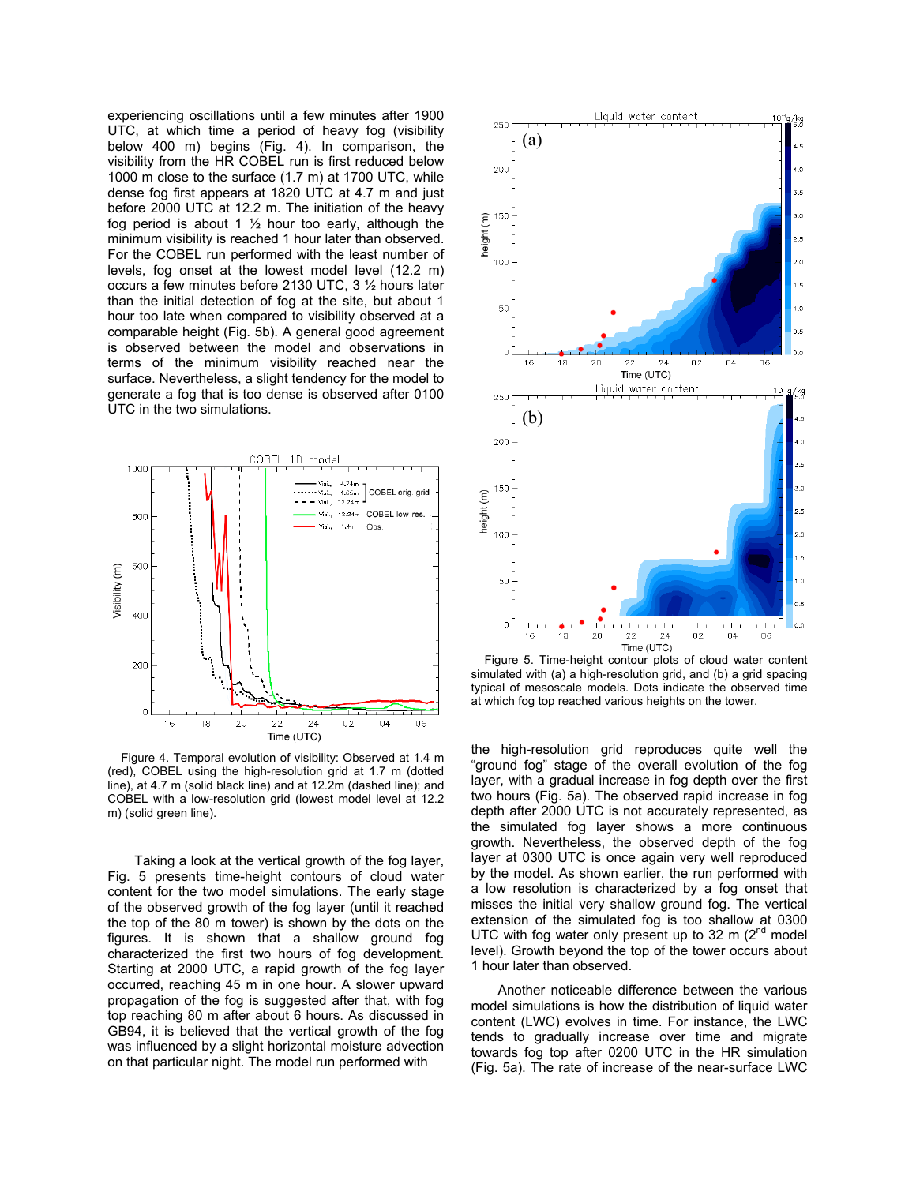experiencing oscillations until a few minutes after 1900 UTC, at which time a period of heavy fog (visibility below 400 m) begins (Fig. 4). In comparison, the visibility from the HR COBEL run is first reduced below 1000 m close to the surface (1.7 m) at 1700 UTC, while dense fog first appears at 1820 UTC at 4.7 m and just before 2000 UTC at 12.2 m. The initiation of the heavy fog period is about 1 ½ hour too early, although the minimum visibility is reached 1 hour later than observed. For the COBEL run performed with the least number of levels, fog onset at the lowest model level (12.2 m) occurs a few minutes before 2130 UTC, 3 ½ hours later than the initial detection of fog at the site, but about 1 hour too late when compared to visibility observed at a comparable height (Fig. 5b). A general good agreement is observed between the model and observations in terms of the minimum visibility reached near the surface. Nevertheless, a slight tendency for the model to generate a fog that is too dense is observed after 0100 UTC in the two simulations.

Figure 4. Temporal evolution of visibility: Observed at 1.4 m (red), COBEL using the high-resolution grid at 1.7 m (dotted line), at 4.7 m (solid black line) and at 12.2m (dashed line); and COBEL with a low-resolution grid (lowest model level at 12.2 m) (solid green line).

Taking a look at the vertical growth of the fog layer, Fig. 5 presents time-height contours of cloud water content for the two model simulations. The early stage of the observed growth of the fog layer (until it reached the top of the 80 m tower) is shown by the dots on the figures. It is shown that a shallow ground fog characterized the first two hours of fog development. Starting at 2000 UTC, a rapid growth of the fog layer occurred, reaching 45 m in one hour. A slower upward propagation of the fog is suggested after that, with fog top reaching 80 m after about 6 hours. As discussed in GB94, it is believed that the vertical growth of the fog was influenced by a slight horizontal moisture advection on that particular night. The model run performed with the high-resolution grid reproduces quite well the "ground fog" stage of the overall evolution of the fog layer, with a gradual increase in fog depth over the first two hours (Fig. 5a). The observed rapid increase in fog depth after 2000 UTC is not accurately represented, as the simulated fog layer shows a more continuous growth. Nevertheless, the observed depth of the fog layer at 0300 UTC is once again very well reproduced by the model. As shown earlier, the run performed with a low resolution is characterized by a fog onset that misses the initial very shallow ground fog. The vertical extension of the simulated fog is too shallow at 0300 UTC with fog water only present up to 32 m (2nd model level). Growth beyond the top of the tower occurs about 1 hour later than observed.

Figure 5. Time-height contour plots of cloud water content simulated with (a) a high-resolution grid, and (b) a grid spacing typical of mesoscale models. Dots indicate the observed time at which fog top reached various heights on the tower.

Another noticeable difference between the various model simulations is how the distribution of liquid water content (LWC) evolves in time. For instance, the LWC tends to gradually increase over time and migrate towards fog top after 0200 UTC in the HR simulation (Fig. 5a). The rate of increase of the near-surface LWC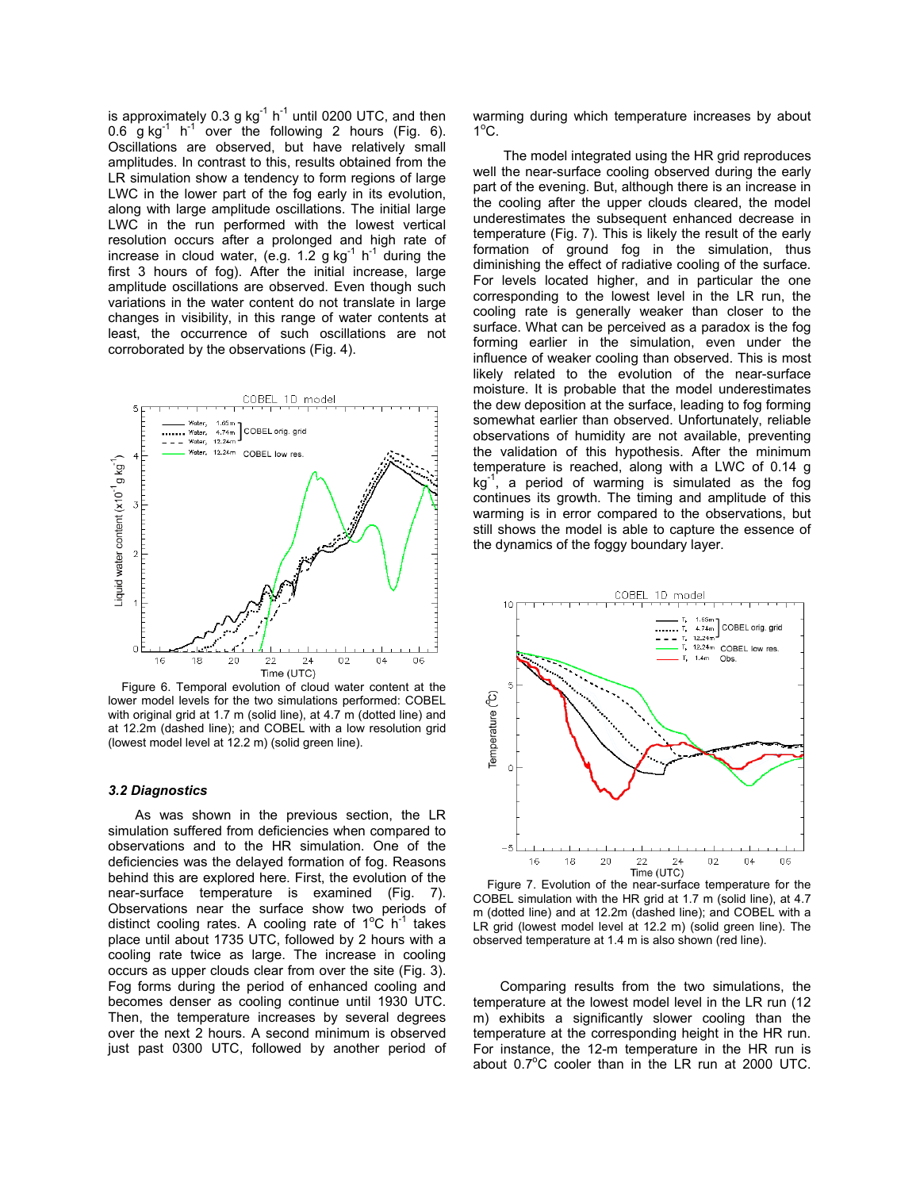is approximately 0.3 g kg$^{-1}$ h$^{-1}$ until 0200 UTC, and then 0.6 g kg$^{-1}$ h$^{-1}$ over the following 2 hours (Fig. 6). Oscillations are observed, but have relatively small amplitudes. In contrast to this, results obtained from the LR simulation show a tendency to form regions of large LWC in the lower part of the fog early in its evolution, along with large amplitude oscillations. The initial large LWC in the run performed with the lowest vertical resolution occurs after a prolonged and high rate of increase in cloud water, (e.g. 1.2 g kg$^{-1}$ h$^{-1}$ during the first 3 hours of fog). After the initial increase, large amplitude oscillations are observed. Even though such variations in the water content do not translate in large changes in visibility, in this range of water contents at least, the occurrence of such oscillations are not corroborated by the observations (Fig. 4).

Figure 6. Temporal evolution of cloud water content at the lower model levels for the two simulations performed: COBEL with original grid at 1.7 m (solid line), at 4.7 m (dotted line) and at 12.2m (dashed line); and COBEL with a low resolution grid (lowest model level at 12.2 m) (solid green line).

### 3.2 Diagnostics

As was shown in the previous section, the LR simulation suffered from deficiencies when compared to observations and to the HR simulation. One of the deficiencies was the delayed formation of fog. Reasons behind this are explored here. First, the evolution of the near-surface temperature is examined (Fig. 7). Observations near the surface show two periods of distinct cooling rates. A cooling rate of 1$^{\circ}$C h$^{-1}$ takes place until about 1735 UTC, followed by 2 hours with a cooling rate twice as large. The increase in cooling occurs as upper clouds clear from over the site (Fig. 3). Fog forms during the period of enhanced cooling and becomes denser as cooling continue until 1930 UTC. Then, the temperature increases by several degrees over the next 2 hours. A second minimum is observed just past 0300 UTC, followed by another period of warming during which temperature increases by about 1$^{\circ}$C.

The model integrated using the HR grid reproduces well the near-surface cooling observed during the early part of the evening. But, although there is an increase in the cooling after the upper clouds cleared, the model underestimates the subsequent enhanced decrease in temperature (Fig. 7). This is likely the result of the early formation of ground fog in the simulation, thus diminishing the effect of radiative cooling of the surface. For levels located higher, and in particular the one corresponding to the lowest level in the LR run, the cooling rate is generally weaker than closer to the surface. What can be perceived as a paradox is the fog forming earlier in the simulation, even under the influence of weaker cooling than observed. This is most likely related to the evolution of the near-surface moisture. It is probable that the model underestimates the dew deposition at the surface, leading to fog forming somewhat earlier than observed. Unfortunately, reliable observations of humidity are not available, preventing the validation of this hypothesis. After the minimum temperature is reached, along with a LWC of 0.14 g kg$^{-1}$, a period of warming is simulated as the fog continues its growth. The timing and amplitude of this warming is in error compared to the observations, but still shows the model is able to capture the essence of the dynamics of the foggy boundary layer.

Figure 7. Evolution of the near-surface temperature for the COBEL simulation with the HR grid at 1.7 m (solid line), at 4.7 m (dotted line) and at 12.2m (dashed line); and COBEL with a LR grid (lowest model level at 12.2 m) (solid green line). The observed temperature at 1.4 m is also shown (red line).

Comparing results from the two simulations, the temperature at the lowest model level in the LR run (12 m) exhibits a significantly slower cooling than the temperature at the corresponding height in the HR run. For instance, the 12-m temperature in the HR run is about 0.7$^{\circ}$C cooler than in the LR run at 2000 UTC.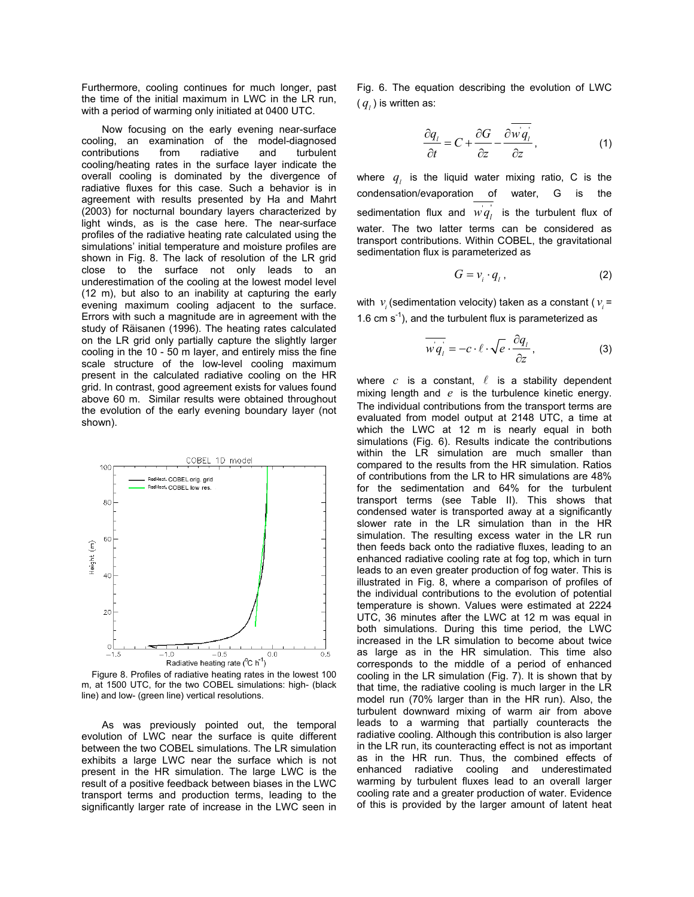Furthermore, cooling continues for much longer, past the time of the initial maximum in LWC in the LR run, with a period of warming only initiated at 0400 UTC.

Now focusing on the early evening near-surface cooling, an examination of the model-diagnosed contributions from radiative and turbulent cooling/heating rates in the surface layer indicate the overall cooling is dominated by the divergence of radiative fluxes for this case. Such a behavior is in agreement with results presented by Ha and Mahrt (2003) for nocturnal boundary layers characterized by light winds, as is the case here. The near-surface profiles of the radiative heating rate calculated using the simulations' initial temperature and moisture profiles are shown in Fig. 8. The lack of resolution of the LR grid close to the surface not only leads to an underestimation of the cooling at the lowest model level (12 m), but also to an inability at capturing the early evening maximum cooling adjacent to the surface. Errors with such a magnitude are in agreement with the study of Räisanen (1996). The heating rates calculated on the LR grid only partially capture the slightly larger cooling in the 10 - 50 m layer, and entirely miss the fine scale structure of the low-level cooling maximum present in the calculated radiative cooling on the HR grid. In contrast, good agreement exists for values found above 60 m. Similar results were obtained throughout the evolution of the early evening boundary layer (not shown).

Figure 8. Profiles of radiative heating rates in the lowest 100 m, at 1500 UTC, for the two COBEL simulations: high- (black line) and low- (green line) vertical resolutions.

As was previously pointed out, the temporal evolution of LWC near the surface is quite different between the two COBEL simulations. The LR simulation exhibits a large LWC near the surface which is not present in the HR simulation. The large LWC is the result of a positive feedback between biases in the LWC transport terms and production terms, leading to the significantly larger rate of increase in the LWC seen in Fig. 6. The equation describing the evolution of LWC ($q_l$) is written as:

$$\frac{\partial q_l}{\partial t} = C + \frac{\partial G}{\partial z} - \frac{\partial \overline{w' q_l'}}{\partial z}, \tag{1}$$

where $q_l$ is the liquid water mixing ratio, C is the condensation/evaporation of water, G is the sedimentation flux and $\overline{w' q_l'}$ is the turbulent flux of water. The two latter terms can be considered as transport contributions. Within COBEL, the gravitational sedimentation flux is parameterized as

$$G = v_i \cdot q_l, \tag{2}$$

with $v_i$ (sedimentation velocity) taken as a constant ($v_i$ = 1.6 cm s$^{-1}$), and the turbulent flux is parameterized as

$$\overline{w' q_l'} = -c \cdot \ell \cdot \sqrt{e} \cdot \frac{\partial q_l}{\partial z}, \tag{3}$$

where $c$ is a constant, $\ell$ is a stability dependent mixing length and $e$ is the turbulence kinetic energy. The individual contributions from the transport terms are evaluated from model output at 2148 UTC, a time at which the LWC at 12 m is nearly equal in both simulations (Fig. 6). Results indicate the contributions within the LR simulation are much smaller than compared to the results from the HR simulation. Ratios of contributions from the LR to HR simulations are 48% for the sedimentation and 64% for the turbulent transport terms (see Table II). This shows that condensed water is transported away at a significantly slower rate in the LR simulation than in the HR simulation. The resulting excess water in the LR run then feeds back onto the radiative fluxes, leading to an enhanced radiative cooling rate at fog top, which in turn leads to an even greater production of fog water. This is illustrated in Fig. 8, where a comparison of profiles of the individual contributions to the evolution of potential temperature is shown. Values were estimated at 2224 UTC, 36 minutes after the LWC at 12 m was equal in both simulations. During this time period, the LWC increased in the LR simulation to become about twice as large as in the HR simulation. This time also corresponds to the middle of a period of enhanced cooling in the LR simulation (Fig. 7). It is shown that by that time, the radiative cooling is much larger in the LR model run (70% larger than in the HR run). Also, the turbulent downward mixing of warm air from above leads to a warming that partially counteracts the radiative cooling. Although this contribution is also larger in the LR run, its counteracting effect is not as important as in the HR run. Thus, the combined effects of enhanced radiative cooling and underestimated warming by turbulent fluxes lead to an overall larger cooling rate and a greater production of water. Evidence of this is provided by the larger amount of latent heat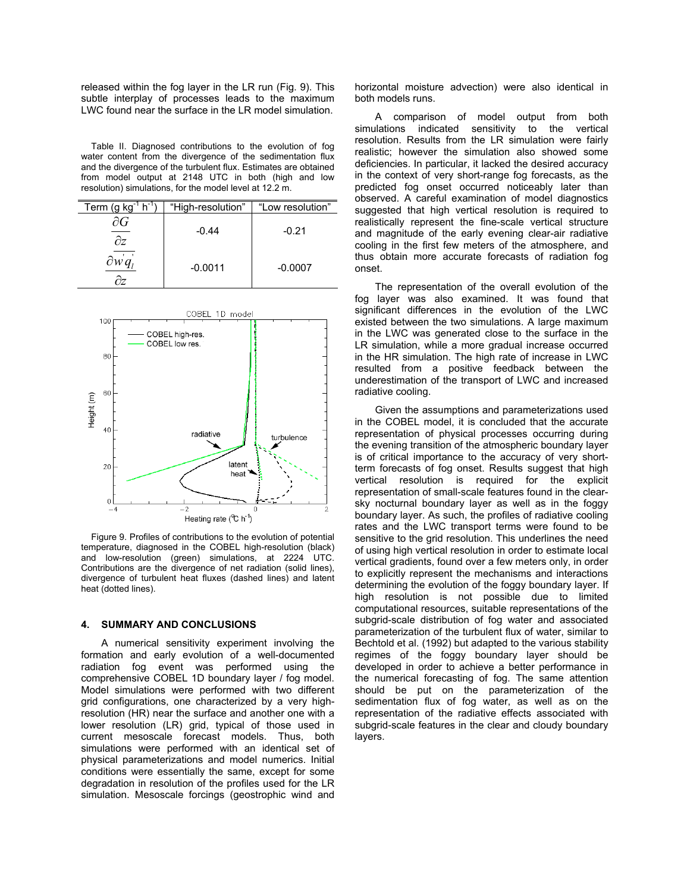released within the fog layer in the LR run (Fig. 9). This subtle interplay of processes leads to the maximum LWC found near the surface in the LR model simulation.

Table II. Diagnosed contributions to the evolution of fog water content from the divergence of the sedimentation flux and the divergence of the turbulent flux. Estimates are obtained from model output at 2148 UTC in both (high and low resolution) simulations, for the model level at 12.2 m.

| Term (g kg$^{-1}$ h$^{-1}$) | "High-resolution" | "Low resolution" |
|---|---|---|
| $\frac{\partial G}{\partial z}$ | -0.44 | -0.21 |
| $\frac{\partial \overline{w'q_l'}}{\partial z}$ | -0.0011 | -0.0007 |

Figure 9. Profiles of contributions to the evolution of potential temperature, diagnosed in the COBEL high-resolution (black) and low-resolution (green) simulations, at 2224 UTC. Contributions are the divergence of net radiation (solid lines), divergence of turbulent heat fluxes (dashed lines) and latent heat (dotted lines).

## 4. SUMMARY AND CONCLUSIONS

A numerical sensitivity experiment involving the formation and early evolution of a well-documented radiation fog event was performed using the comprehensive COBEL 1D boundary layer / fog model. Model simulations were performed with two different grid configurations, one characterized by a very high-resolution (HR) near the surface and another one with a lower resolution (LR) grid, typical of those used in current mesoscale forecast models. Thus, both simulations were performed with an identical set of physical parameterizations and model numerics. Initial conditions were essentially the same, except for some degradation in resolution of the profiles used for the LR simulation. Mesoscale forcings (geostrophic wind and horizontal moisture advection) were also identical in both models runs.

A comparison of model output from both simulations indicated sensitivity to the vertical resolution. Results from the LR simulation were fairly realistic; however the simulation also showed some deficiencies. In particular, it lacked the desired accuracy in the context of very short-range fog forecasts, as the predicted fog onset occurred noticeably later than observed. A careful examination of model diagnostics suggested that high vertical resolution is required to realistically represent the fine-scale vertical structure and magnitude of the early evening clear-air radiative cooling in the first few meters of the atmosphere, and thus obtain more accurate forecasts of radiation fog onset.

The representation of the overall evolution of the fog layer was also examined. It was found that significant differences in the evolution of the LWC existed between the two simulations. A large maximum in the LWC was generated close to the surface in the LR simulation, while a more gradual increase occurred in the HR simulation. The high rate of increase in LWC resulted from a positive feedback between the underestimation of the transport of LWC and increased radiative cooling.

Given the assumptions and parameterizations used in the COBEL model, it is concluded that the accurate representation of physical processes occurring during the evening transition of the atmospheric boundary layer is of critical importance to the accuracy of very short-term forecasts of fog onset. Results suggest that high vertical resolution is required for the explicit representation of small-scale features found in the clear-sky nocturnal boundary layer as well as in the foggy boundary layer. As such, the profiles of radiative cooling rates and the LWC transport terms were found to be sensitive to the grid resolution. This underlines the need of using high vertical resolution in order to estimate local vertical gradients, found over a few meters only, in order to explicitly represent the mechanisms and interactions determining the evolution of the foggy boundary layer. If high resolution is not possible due to limited computational resources, suitable representations of the subgrid-scale distribution of fog water and associated parameterization of the turbulent flux of water, similar to Bechtold et al. (1992) but adapted to the various stability regimes of the foggy boundary layer should be developed in order to achieve a better performance in the numerical forecasting of fog. The same attention should be put on the parameterization of the sedimentation flux of fog water, as well as on the representation of the radiative effects associated with subgrid-scale features in the clear and cloudy boundary layers.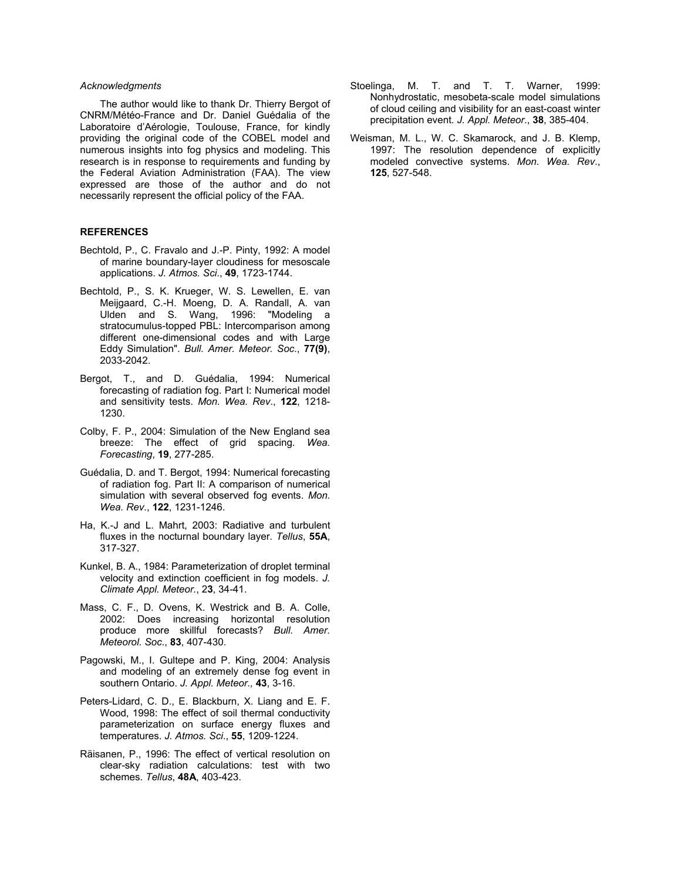*Acknowledgments*

The author would like to thank Dr. Thierry Bergot of CNRM/Météo-France and Dr. Daniel Guédalia of the Laboratoire d'Aérologie, Toulouse, France, for kindly providing the original code of the COBEL model and numerous insights into fog physics and modeling. This research is in response to requirements and funding by the Federal Aviation Administration (FAA). The view expressed are those of the author and do not necessarily represent the official policy of the FAA.

**REFERENCES**

Bechtold, P., C. Fravalo and J.-P. Pinty, 1992: A model of marine boundary-layer cloudiness for mesoscale applications. *J. Atmos. Sci.*, **49**, 1723-1744.

Bechtold, P., S. K. Krueger, W. S. Lewellen, E. van Meijgaard, C.-H. Moeng, D. A. Randall, A. van Ulden and S. Wang, 1996: "Modeling a stratocumulus-topped PBL: Intercomparison among different one-dimensional codes and with Large Eddy Simulation". *Bull. Amer. Meteor. Soc.*, **77(9)**, 2033-2042.

Bergot, T., and D. Guédalia, 1994: Numerical forecasting of radiation fog. Part I: Numerical model and sensitivity tests. *Mon. Wea. Rev.*, **122**, 1218-1230.

Colby, F. P., 2004: Simulation of the New England sea breeze: The effect of grid spacing. *Wea. Forecasting*, **19**, 277-285.

Guédalia, D. and T. Bergot, 1994: Numerical forecasting of radiation fog. Part II: A comparison of numerical simulation with several observed fog events. *Mon. Wea. Rev.*, **122**, 1231-1246.

Ha, K.-J and L. Mahrt, 2003: Radiative and turbulent fluxes in the nocturnal boundary layer. *Tellus*, **55A**, 317-327.

Kunkel, B. A., 1984: Parameterization of droplet terminal velocity and extinction coefficient in fog models. *J. Climate Appl. Meteor.*, 2**3**, 34-41.

Mass, C. F., D. Ovens, K. Westrick and B. A. Colle, 2002: Does increasing horizontal resolution produce more skillful forecasts? *Bull. Amer. Meteorol. Soc.*, **83**, 407-430.

Pagowski, M., I. Gultepe and P. King, 2004: Analysis and modeling of an extremely dense fog event in southern Ontario. *J. Appl. Meteor.,* **43**, 3-16.

Peters-Lidard, C. D., E. Blackburn, X. Liang and E. F. Wood, 1998: The effect of soil thermal conductivity parameterization on surface energy fluxes and temperatures. *J. Atmos. Sci.*, **55**, 1209-1224.

Räisanen, P., 1996: The effect of vertical resolution on clear-sky radiation calculations: test with two schemes. *Tellus*, **48A**, 403-423.

Stoelinga, M. T. and T. T. Warner, 1999: Nonhydrostatic, mesobeta-scale model simulations of cloud ceiling and visibility for an east-coast winter precipitation event. *J. Appl. Meteor.*, **38**, 385-404.

Weisman, M. L., W. C. Skamarock, and J. B. Klemp, 1997: The resolution dependence of explicitly modeled convective systems. *Mon. Wea. Rev.*, **125**, 527-548.